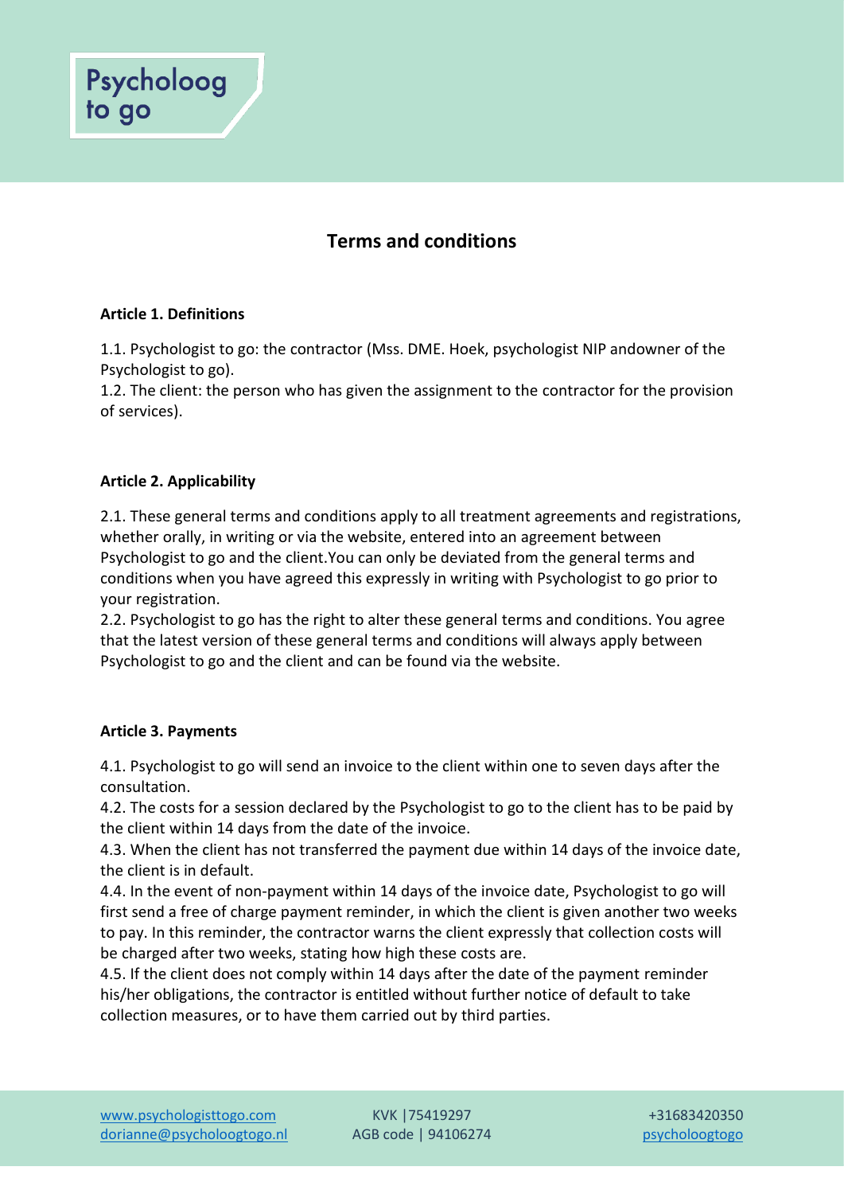Psycholoog
to go

# Terms and conditions

**Article 1. Definitions**

1.1. Psychologist to go: the contractor (Mss. DME. Hoek, psychologist NIP andowner of the Psychologist to go).
1.2. The client: the person who has given the assignment to the contractor for the provision of services).

**Article 2. Applicability**

2.1. These general terms and conditions apply to all treatment agreements and registrations, whether orally, in writing or via the website, entered into an agreement between Psychologist to go and the client.You can only be deviated from the general terms and conditions when you have agreed this expressly in writing with Psychologist to go prior to your registration.
2.2. Psychologist to go has the right to alter these general terms and conditions. You agree that the latest version of these general terms and conditions will always apply between Psychologist to go and the client and can be found via the website.

**Article 3. Payments**

4.1. Psychologist to go will send an invoice to the client within one to seven days after the consultation.
4.2. The costs for a session declared by the Psychologist to go to the client has to be paid by the client within 14 days from the date of the invoice.
4.3. When the client has not transferred the payment due within 14 days of the invoice date, the client is in default.
4.4. In the event of non-payment within 14 days of the invoice date, Psychologist to go will first send a free of charge payment reminder, in which the client is given another two weeks to pay. In this reminder, the contractor warns the client expressly that collection costs will be charged after two weeks, stating how high these costs are.
4.5. If the client does not comply within 14 days after the date of the payment reminder his/her obligations, the contractor is entitled without further notice of default to take collection measures, or to have them carried out by third parties.

www.psychologisttogo.com
dorianne@psycholoogtogo.nl

KVK |75419297
AGB code | 94106274

+31683420350
psycholoogtogo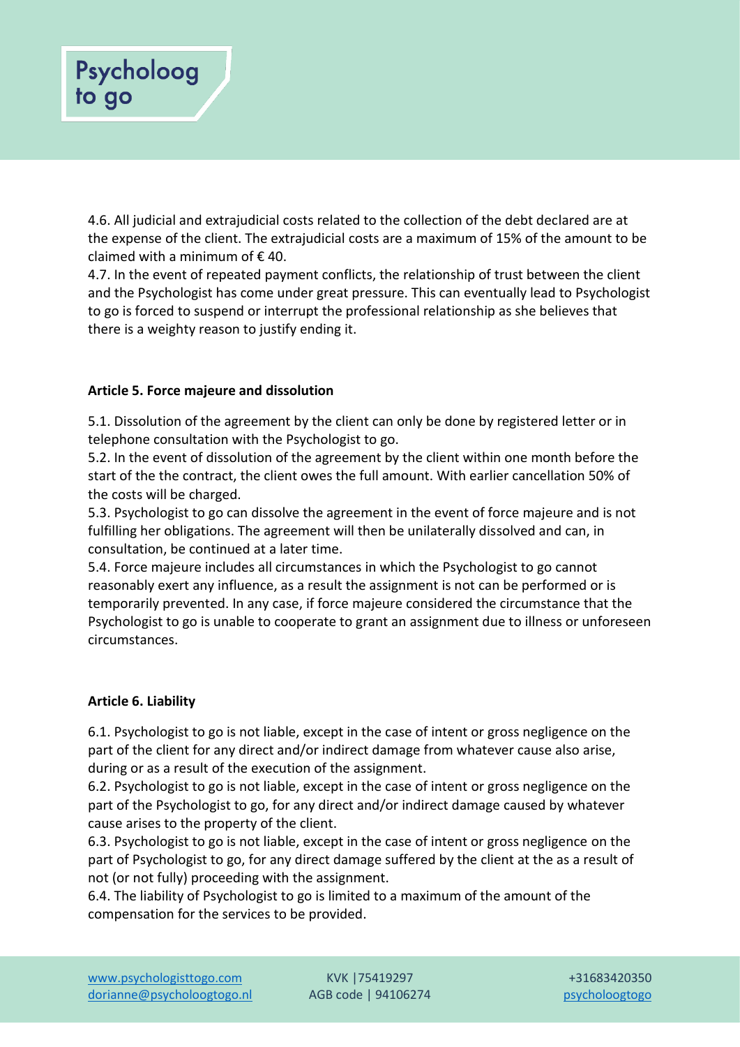4.6. All judicial and extrajudicial costs related to the collection of the debt declared are at the expense of the client. The extrajudicial costs are a maximum of 15% of the amount to be claimed with a minimum of € 40.
4.7. In the event of repeated payment conflicts, the relationship of trust between the client and the Psychologist has come under great pressure. This can eventually lead to Psychologist to go is forced to suspend or interrupt the professional relationship as she believes that there is a weighty reason to justify ending it.

**Article 5. Force majeure and dissolution**

5.1. Dissolution of the agreement by the client can only be done by registered letter or in telephone consultation with the Psychologist to go.
5.2. In the event of dissolution of the agreement by the client within one month before the start of the the contract, the client owes the full amount. With earlier cancellation 50% of the costs will be charged.
5.3. Psychologist to go can dissolve the agreement in the event of force majeure and is not fulfilling her obligations. The agreement will then be unilaterally dissolved and can, in consultation, be continued at a later time.
5.4. Force majeure includes all circumstances in which the Psychologist to go cannot reasonably exert any influence, as a result the assignment is not can be performed or is temporarily prevented. In any case, if force majeure considered the circumstance that the Psychologist to go is unable to cooperate to grant an assignment due to illness or unforeseen circumstances.

**Article 6. Liability**

6.1. Psychologist to go is not liable, except in the case of intent or gross negligence on the part of the client for any direct and/or indirect damage from whatever cause also arise, during or as a result of the execution of the assignment.
6.2. Psychologist to go is not liable, except in the case of intent or gross negligence on the part of the Psychologist to go, for any direct and/or indirect damage caused by whatever cause arises to the property of the client.
6.3. Psychologist to go is not liable, except in the case of intent or gross negligence on the part of Psychologist to go, for any direct damage suffered by the client at the as a result of not (or not fully) proceeding with the assignment.
6.4. The liability of Psychologist to go is limited to a maximum of the amount of the compensation for the services to be provided.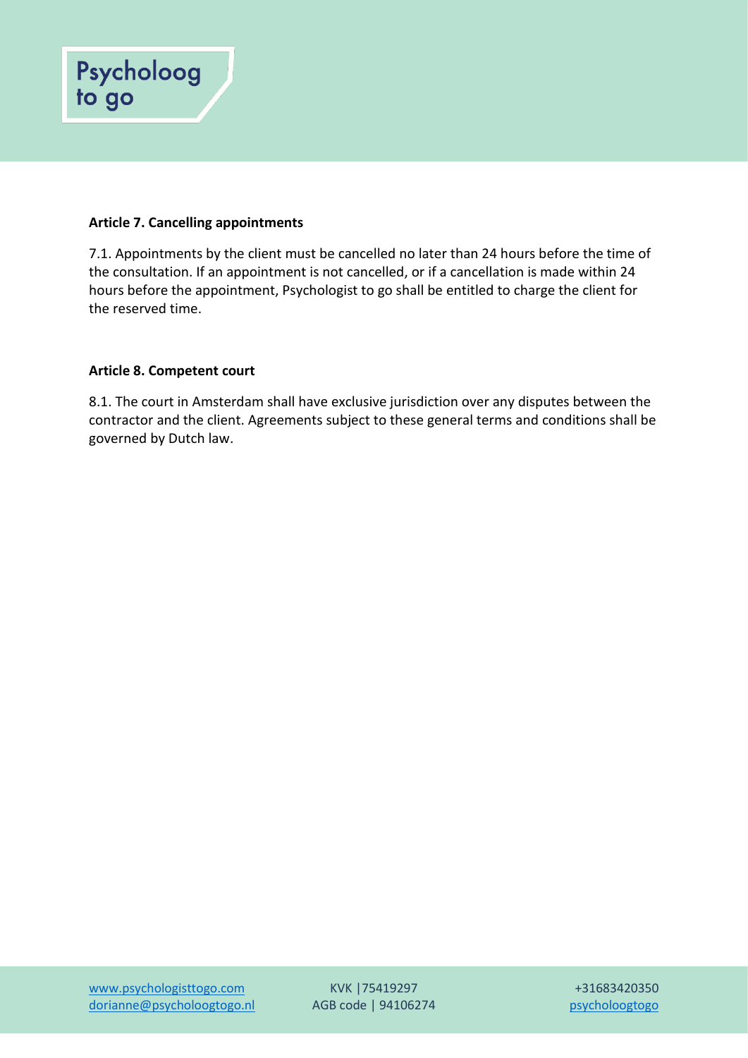**Article 7. Cancelling appointments**

7.1. Appointments by the client must be cancelled no later than 24 hours before the time of the consultation. If an appointment is not cancelled, or if a cancellation is made within 24 hours before the appointment, Psychologist to go shall be entitled to charge the client for the reserved time.

**Article 8. Competent court**

8.1. The court in Amsterdam shall have exclusive jurisdiction over any disputes between the contractor and the client. Agreements subject to these general terms and conditions shall be governed by Dutch law.